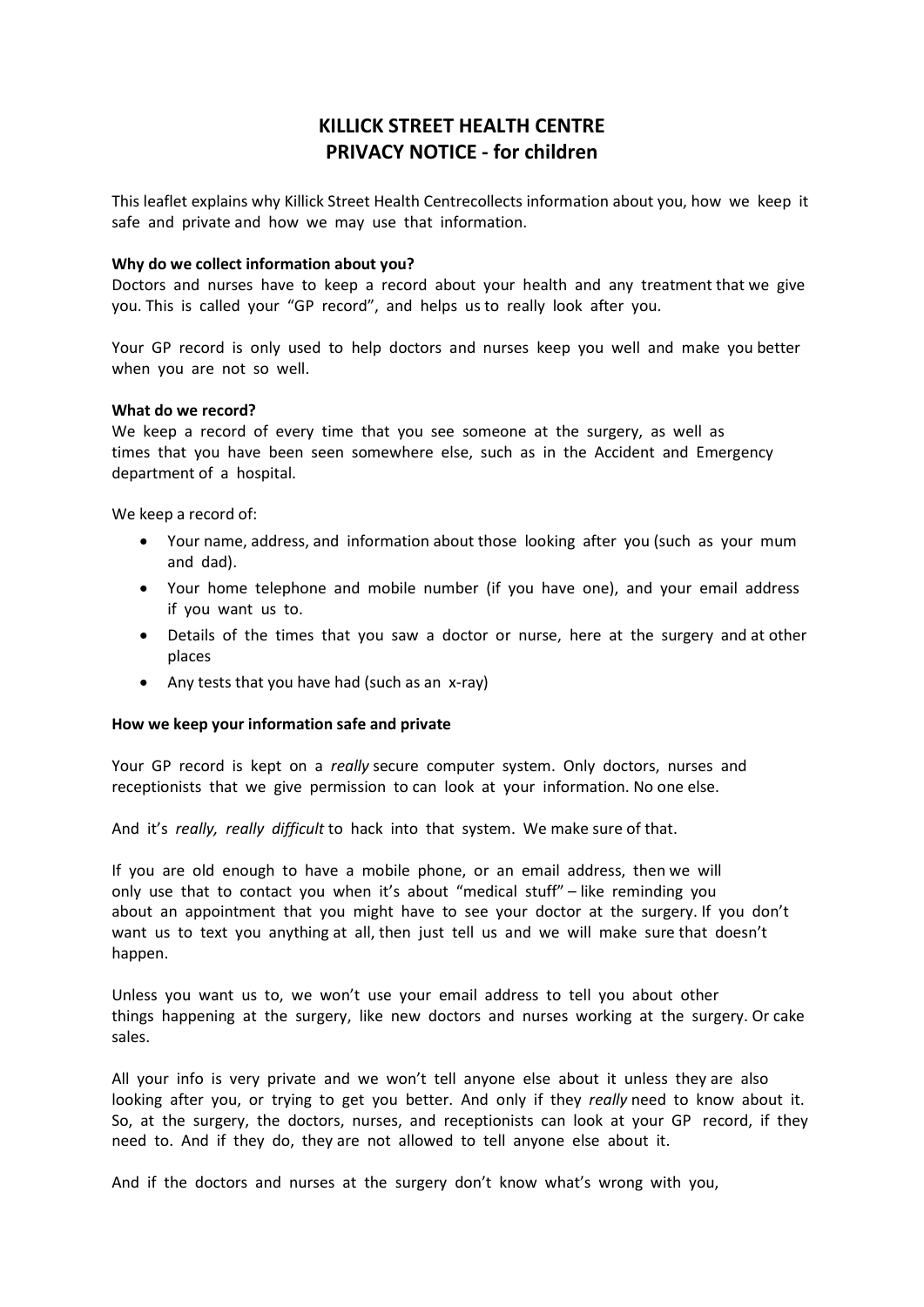# KILLICK STREET HEALTH CENTRE
# PRIVACY NOTICE - for children

This leaflet explains why Killick Street Health Centrecollects information about you, how we keep it safe and private and how we may use that information.

**Why do we collect information about you?**

Doctors and nurses have to keep a record about your health and any treatment that we give you. This is called your "GP record", and helps us to really look after you.

Your GP record is only used to help doctors and nurses keep you well and make you better when you are not so well.

**What do we record?**

We keep a record of every time that you see someone at the surgery, as well as times that you have been seen somewhere else, such as in the Accident and Emergency department of a hospital.

We keep a record of:

- Your name, address, and information about those looking after you (such as your mum and dad).
- Your home telephone and mobile number (if you have one), and your email address if you want us to.
- Details of the times that you saw a doctor or nurse, here at the surgery and at other places
- Any tests that you have had (such as an x-ray)

**How we keep your information safe and private**

Your GP record is kept on a *really* secure computer system. Only doctors, nurses and receptionists that we give permission to can look at your information. No one else.

And it's *really, really difficult* to hack into that system. We make sure of that.

If you are old enough to have a mobile phone, or an email address, then we will only use that to contact you when it's about "medical stuff" – like reminding you about an appointment that you might have to see your doctor at the surgery. If you don't want us to text you anything at all, then just tell us and we will make sure that doesn't happen.

Unless you want us to, we won't use your email address to tell you about other things happening at the surgery, like new doctors and nurses working at the surgery. Or cake sales.

All your info is very private and we won't tell anyone else about it unless they are also looking after you, or trying to get you better. And only if they *really* need to know about it. So, at the surgery, the doctors, nurses, and receptionists can look at your GP record, if they need to. And if they do, they are not allowed to tell anyone else about it.

And if the doctors and nurses at the surgery don't know what's wrong with you,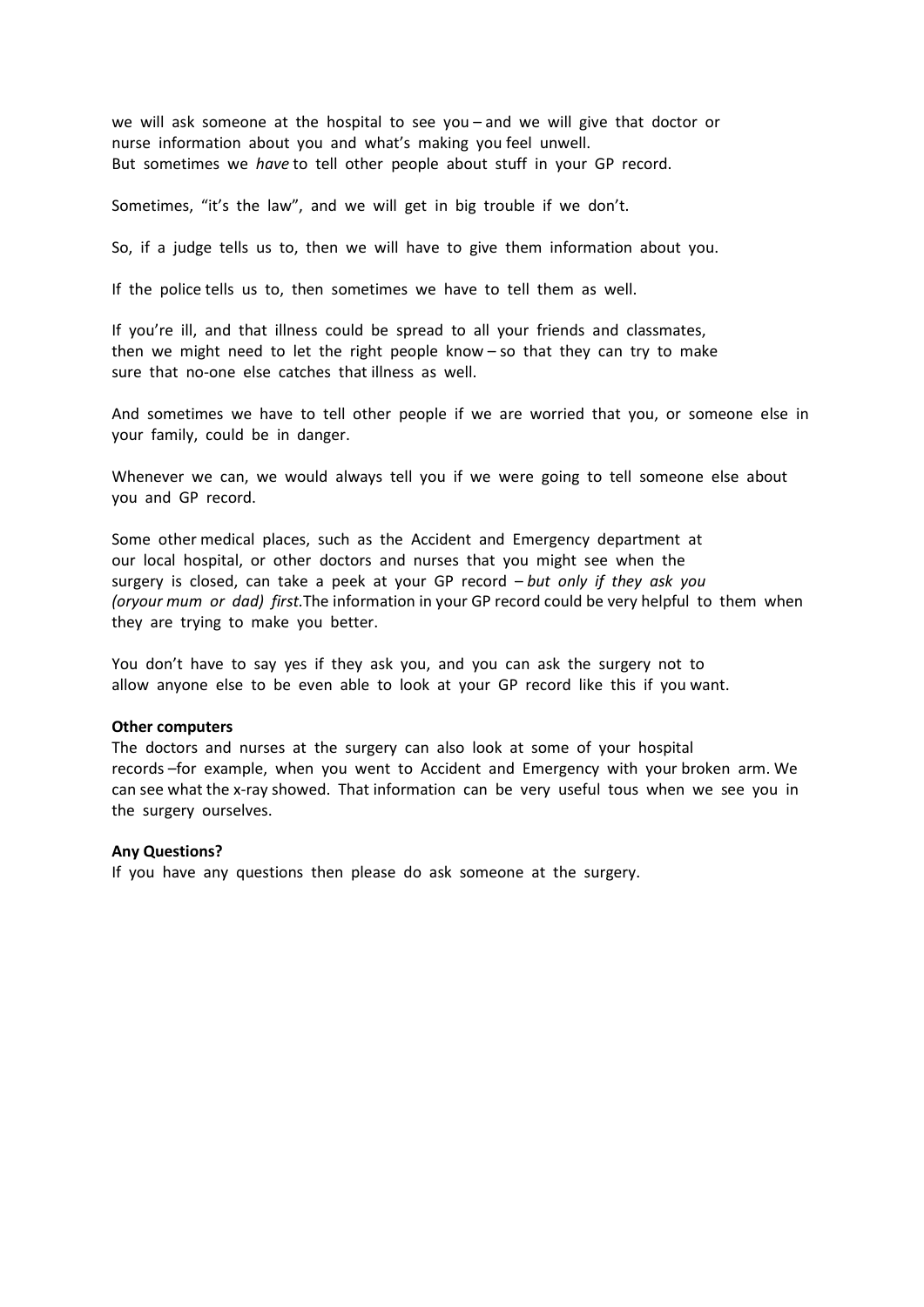we will ask someone at the hospital to see you – and we will give that doctor or nurse information about you and what's making you feel unwell.
But sometimes we *have* to tell other people about stuff in your GP record.

Sometimes, "it's the law", and we will get in big trouble if we don't.

So, if a judge tells us to, then we will have to give them information about you.

If the police tells us to, then sometimes we have to tell them as well.

If you're ill, and that illness could be spread to all your friends and classmates, then we might need to let the right people know – so that they can try to make sure that no-one else catches that illness as well.

And sometimes we have to tell other people if we are worried that you, or someone else in your family, could be in danger.

Whenever we can, we would always tell you if we were going to tell someone else about you and GP record.

Some other medical places, such as the Accident and Emergency department at our local hospital, or other doctors and nurses that you might see when the surgery is closed, can take a peek at your GP record – *but only if they ask you (oryour mum or dad) first.* The information in your GP record could be very helpful to them when they are trying to make you better.

You don't have to say yes if they ask you, and you can ask the surgery not to allow anyone else to be even able to look at your GP record like this if you want.

**Other computers**
The doctors and nurses at the surgery can also look at some of your hospital records –for example, when you went to Accident and Emergency with your broken arm. We can see what the x-ray showed. That information can be very useful tous when we see you in the surgery ourselves.

**Any Questions?**
If you have any questions then please do ask someone at the surgery.